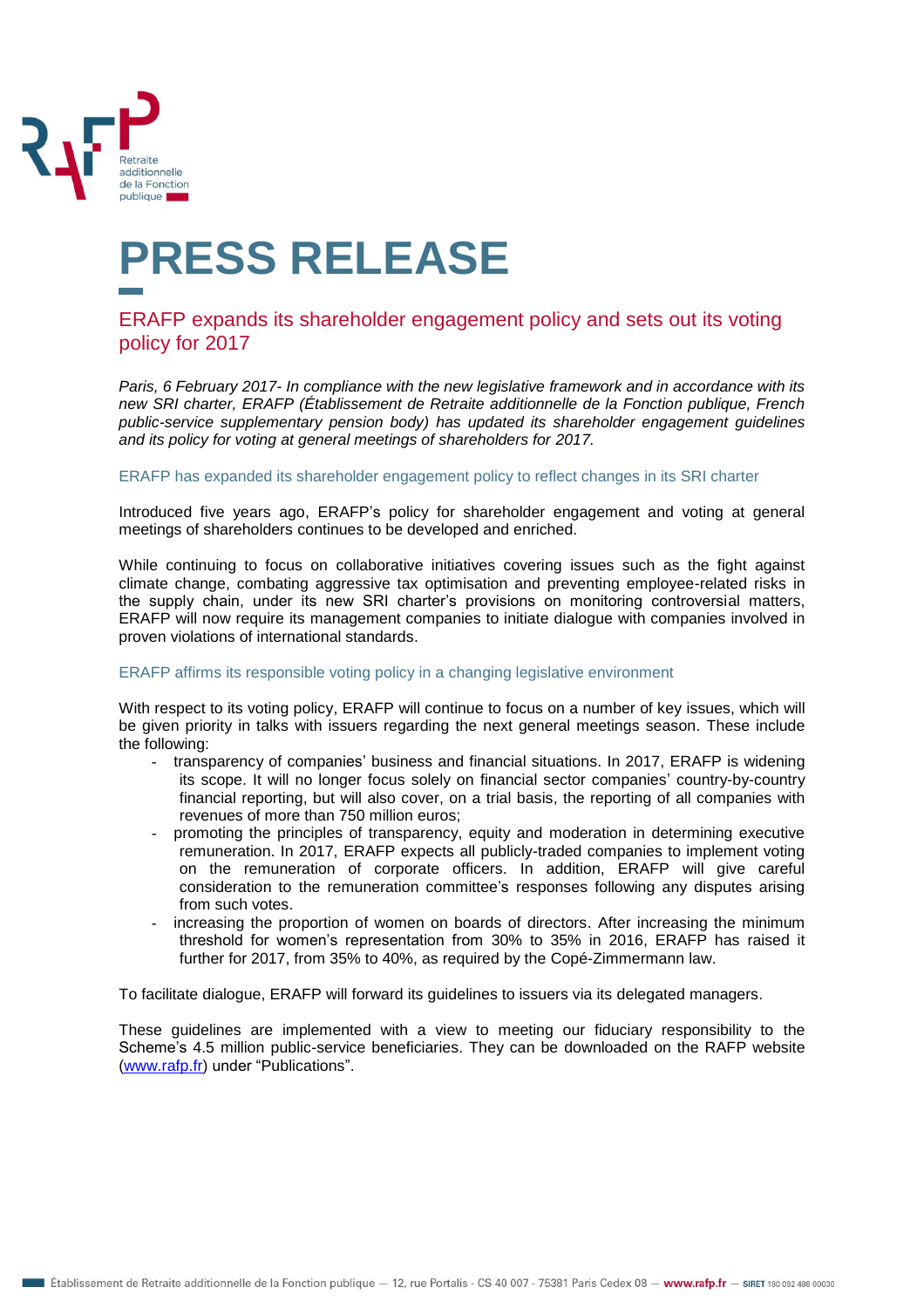# PRESS RELEASE

## ERAFP expands its shareholder engagement policy and sets out its voting policy for 2017

*Paris, 6 February 2017- In compliance with the new legislative framework and in accordance with its new SRI charter, ERAFP (Établissement de Retraite additionnelle de la Fonction publique, French public-service supplementary pension body) has updated its shareholder engagement guidelines and its policy for voting at general meetings of shareholders for 2017.*

### ERAFP has expanded its shareholder engagement policy to reflect changes in its SRI charter

Introduced five years ago, ERAFP's policy for shareholder engagement and voting at general meetings of shareholders continues to be developed and enriched.

While continuing to focus on collaborative initiatives covering issues such as the fight against climate change, combating aggressive tax optimisation and preventing employee-related risks in the supply chain, under its new SRI charter's provisions on monitoring controversial matters, ERAFP will now require its management companies to initiate dialogue with companies involved in proven violations of international standards.

### ERAFP affirms its responsible voting policy in a changing legislative environment

With respect to its voting policy, ERAFP will continue to focus on a number of key issues, which will be given priority in talks with issuers regarding the next general meetings season. These include the following:

- transparency of companies' business and financial situations. In 2017, ERAFP is widening its scope. It will no longer focus solely on financial sector companies' country-by-country financial reporting, but will also cover, on a trial basis, the reporting of all companies with revenues of more than 750 million euros;
- promoting the principles of transparency, equity and moderation in determining executive remuneration. In 2017, ERAFP expects all publicly-traded companies to implement voting on the remuneration of corporate officers. In addition, ERAFP will give careful consideration to the remuneration committee's responses following any disputes arising from such votes.
- increasing the proportion of women on boards of directors. After increasing the minimum threshold for women's representation from 30% to 35% in 2016, ERAFP has raised it further for 2017, from 35% to 40%, as required by the Copé-Zimmermann law.

To facilitate dialogue, ERAFP will forward its guidelines to issuers via its delegated managers.

These guidelines are implemented with a view to meeting our fiduciary responsibility to the Scheme's 4.5 million public-service beneficiaries. They can be downloaded on the RAFP website (www.rafp.fr) under "Publications".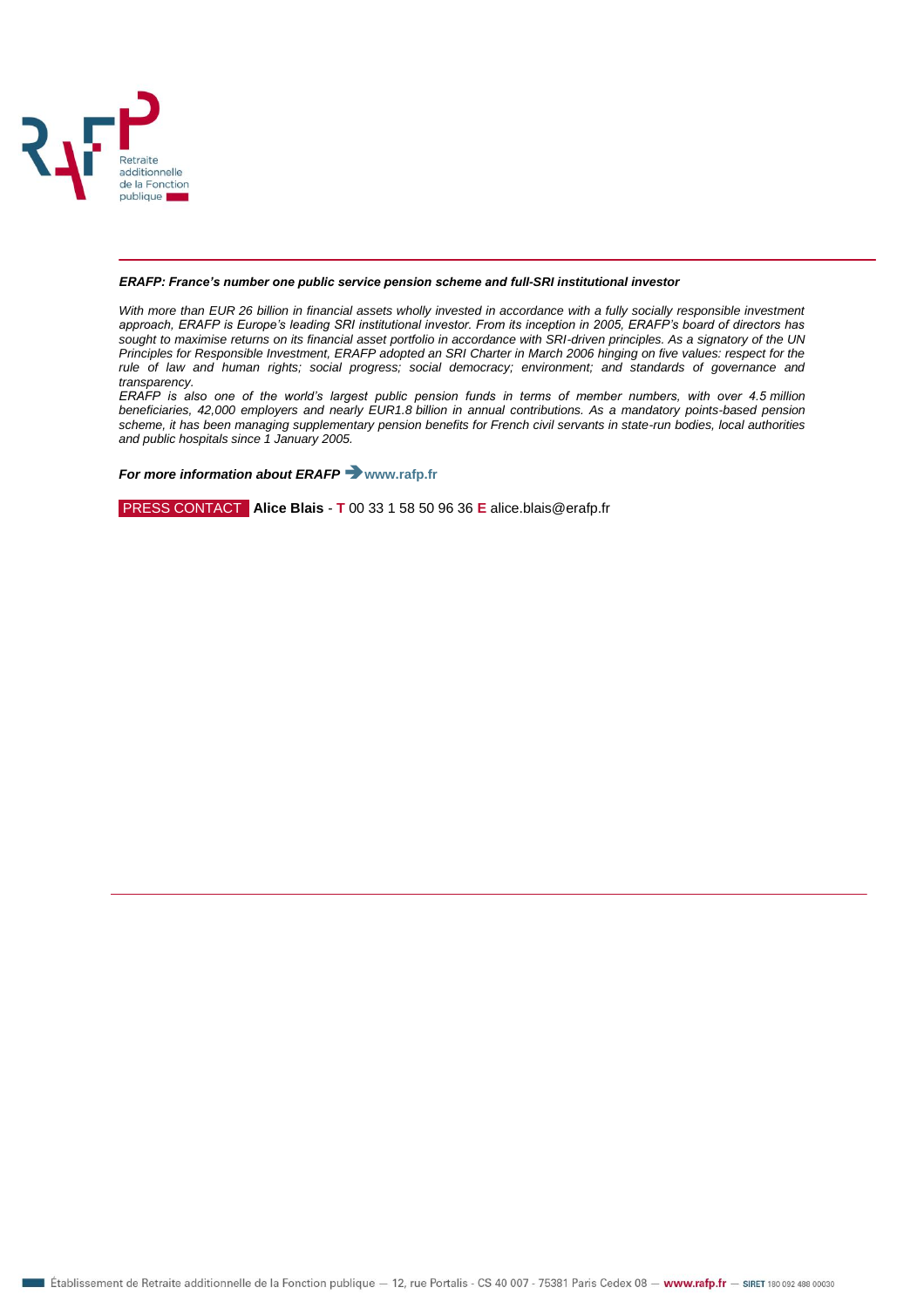***ERAFP: France's number one public service pension scheme and full-SRI institutional investor***

*With more than EUR 26 billion in financial assets wholly invested in accordance with a fully socially responsible investment approach, ERAFP is Europe's leading SRI institutional investor. From its inception in 2005, ERAFP's board of directors has sought to maximise returns on its financial asset portfolio in accordance with SRI-driven principles. As a signatory of the UN Principles for Responsible Investment, ERAFP adopted an SRI Charter in March 2006 hinging on five values: respect for the rule of law and human rights; social progress; social democracy; environment; and standards of governance and transparency.*

*ERAFP is also one of the world's largest public pension funds in terms of member numbers, with over 4.5 million beneficiaries, 42,000 employers and nearly EUR1.8 billion in annual contributions. As a mandatory points-based pension scheme, it has been managing supplementary pension benefits for French civil servants in state-run bodies, local authorities and public hospitals since 1 January 2005.*

***For more information about ERAFP*** ➔ **www.rafp.fr**

PRESS CONTACT **Alice Blais** - **T** 00 33 1 58 50 96 36 **E** alice.blais@erafp.fr